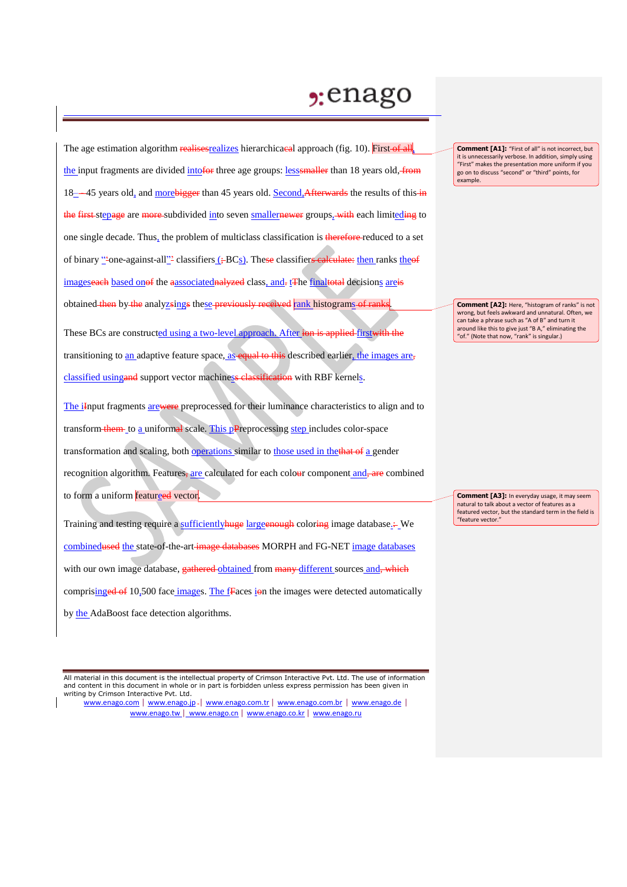The age estimation algorithm realizes hierarchical approach (fig. 10). First, the input fragments are divided into three age groups: less than 18 years old, 18–45 years old, and more than 45 years old. Second, the results of this step are subdivided into seven smaller groups, each limited to one single decade. Thus, the problem of multiclass classification is reduced to a set of binary "one-against-all" classifiers (BCs). These classifiers then rank the images based on the associated class, and the final decisions are obtained by analyzing these rank histograms.

These BCs are constructed using a two-level approach. After transitioning to an adaptive feature space, as described earlier, the images are classified using support vector machines with RBF kernels.

The input fragments are preprocessed for their luminance characteristics to align and to transform to a uniform scale. This preprocessing step includes color-space transformation and scaling, both operations similar to those used in the a gender recognition algorithm. Features are calculated for each color component and combined to form a uniform feature vector.

Training and testing require a sufficiently large coloring image database. We combined the state-of-the-art MORPH and FG-NET image databases with our own image database, obtained from different sources and comprising 10,500 face images. The faces in the images were detected automatically by the AdaBoost face detection algorithms.

---

**Comment [A1]:** "First of all" is not incorrect, but it is unnecessarily verbose. In addition, simply using "First" makes the presentation more uniform if you go on to discuss "second" or "third" points, for example.

**Comment [A2]:** Here, "histogram of ranks" is not wrong, but feels awkward and unnatural. Often, we can take a phrase such as "A of B" and turn it around like this to give just "B A," eliminating the "of." (Note that now, "rank" is singular.)

**Comment [A3]:** In everyday usage, it may seem natural to talk about a vector of features as a featured vector, but the standard term in the field is "feature vector."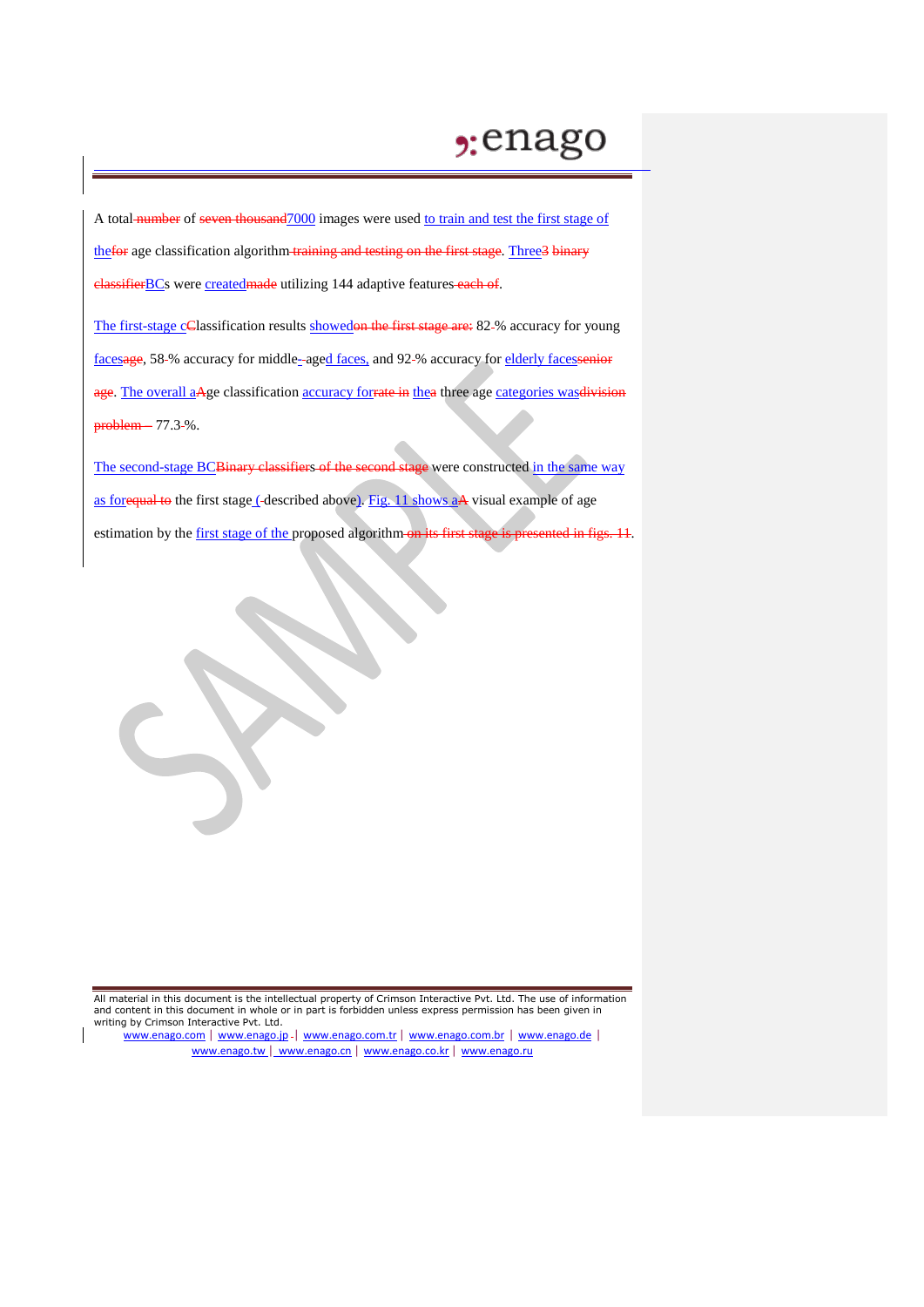A total~~ number~~ of ~~seven thousand~~7000 images were used to train and test the first stage of the~~for~~ age classification algorithm~~ training and testing on the first stage~~. Three~~3~~ ~~binary classifier~~BCs were created~~made~~ utilizing 144 adaptive features~~ each of~~.

The first-stage c~~C~~lassification results showed~~on the first stage are:~~ 82% accuracy for young faces~~age~~, 58% accuracy for middle~~-~~ aged faces, and 92% accuracy for elderly faces~~senior age~~. The overall a~~A~~ge classification accuracy for~~rate in~~ the~~a~~ three age categories was~~division problem~~ 77.3%.

The second-stage BC~~Binary classifiers~~s~~ of the second stage~~ were constructed in the same way as for~~equal to~~ the first stage (~~-~~described above). Fig. 11 shows a~~A~~ visual example of age estimation by the first stage of the proposed algorithm~~ on its first stage is presented in figs. 11~~.